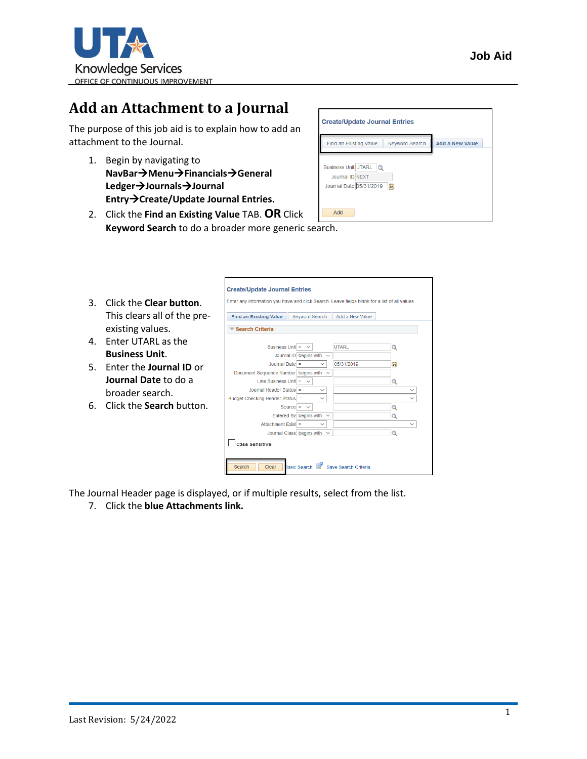# Add an Attachment to a Journal

The purpose of this job aid is to explain how to add an attachment to the Journal.

1. Begin by navigating to **NavBar→Menu→Financials→General Ledger→Journals→Journal Entry→Create/Update Journal Entries.**
2. Click the **Find an Existing Value** TAB. **OR** Click **Keyword Search** to do a broader more generic search.
3. Click the **Clear button**. This clears all of the pre-existing values.
4. Enter UTARL as the **Business Unit**.
5. Enter the **Journal ID** or **Journal Date** to do a broader search.
6. Click the **Search** button.

The Journal Header page is displayed, or if multiple results, select from the list.

7. Click the **blue Attachments link.**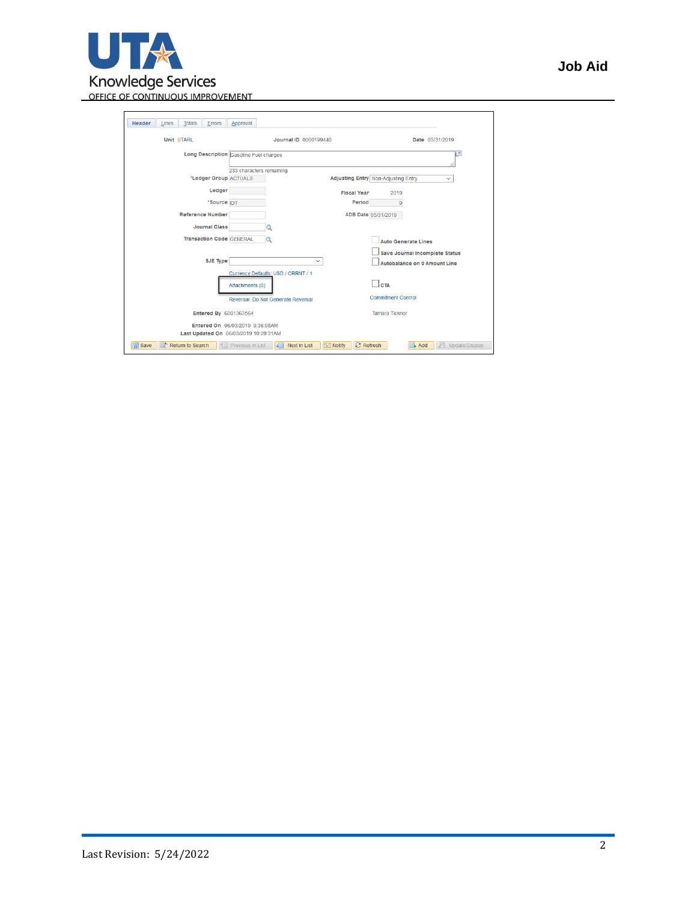Header | Lines | Totals | Errors | Approval

**Unit** UTARL **Journal ID** 0000199440 **Date** 05/31/2019

**Long Description** Gasoline Fuel charges

233 characters remaining

**\*Ledger Group** ACTUALS **Adjusting Entry** Non-Adjusting Entry

**Ledger** **Fiscal Year** 2019

**\*Source** IDT **Period** 9

**Reference Number** **ADB Date** 05/31/2019

**Journal Class**

**Transaction Code** GENERAL

- Auto Generate Lines
- Save Journal Incomplete Status
- Autobalance on 0 Amount Line

**SJE Type**

Currency Defaults: USD / CRRNT / 1

Attachments (0)

- CTA

Reversal: Do Not Generate Reversal

Commitment Control

**Entered By** 6001363564 Tamara Ticknor

**Entered On** 06/03/2019 9:36:08AM

**Last Updated On** 06/03/2019 10:29:31AM

Save | Return to Search | Previous in List | Next in List | Notify | Refresh | Add | Update/Display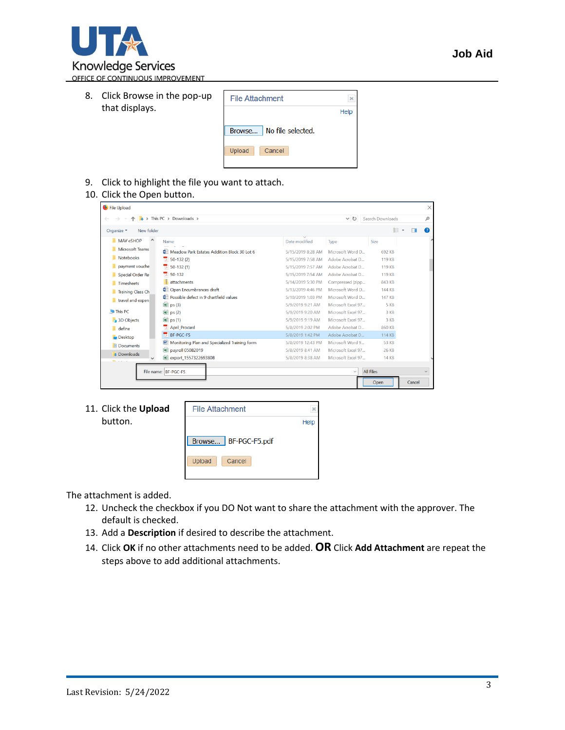8. Click Browse in the pop-up that displays.

9. Click to highlight the file you want to attach.
10. Click the Open button.

11. Click the **Upload** button.

The attachment is added.

12. Uncheck the checkbox if you DO Not want to share the attachment with the approver. The default is checked.
13. Add a **Description** if desired to describe the attachment.
14. Click **OK** if no other attachments need to be added. **OR** Click **Add Attachment** are repeat the steps above to add additional attachments.

Last Revision: 5/24/2022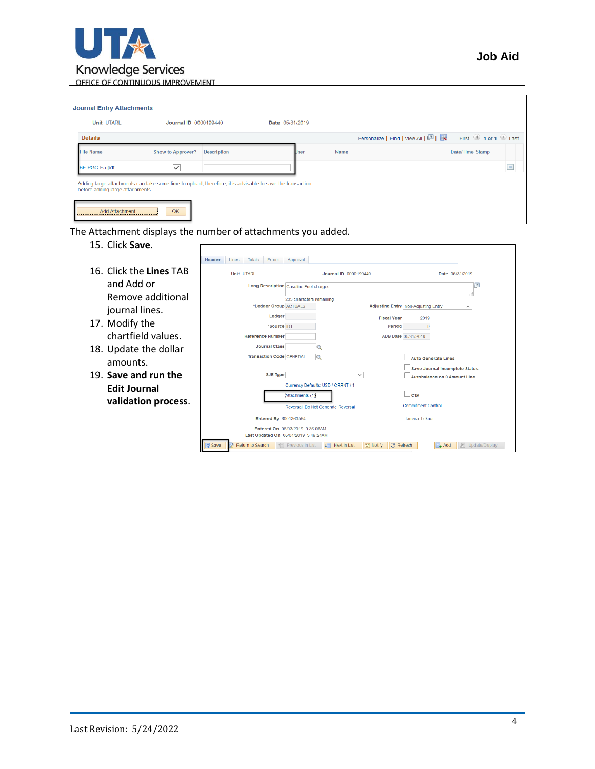The Attachment displays the number of attachments you added.

15. Click **Save**.
16. Click the **Lines** TAB and Add or Remove additional journal lines.
17. Modify the chartfield values.
18. Update the dollar amounts.
19. **Save and run the Edit Journal validation process**.